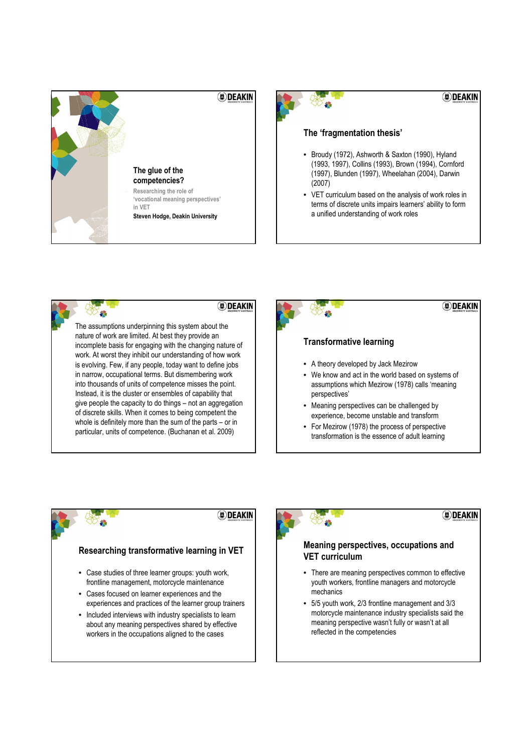## The glue of the competencies?

Researching the role of 'vocational meaning perspectives' in VET

**Steven Hodge, Deakin University**

## The 'fragmentation thesis'

- Broudy (1972), Ashworth & Saxton (1990), Hyland (1993, 1997), Collins (1993), Brown (1994), Cornford (1997), Blunden (1997), Wheelahan (2004), Darwin (2007)
- VET curriculum based on the analysis of work roles in terms of discrete units impairs learners' ability to form a unified understanding of work roles

The assumptions underpinning this system about the nature of work are limited. At best they provide an incomplete basis for engaging with the changing nature of work. At worst they inhibit our understanding of how work is evolving. Few, if any people, today want to define jobs in narrow, occupational terms. But dismembering work into thousands of units of competence misses the point. Instead, it is the cluster or ensembles of capability that give people the capacity to do things – not an aggregation of discrete skills. When it comes to being competent the whole is definitely more than the sum of the parts – or in particular, units of competence. (Buchanan et al. 2009)

## Transformative learning

- A theory developed by Jack Mezirow
- We know and act in the world based on systems of assumptions which Mezirow (1978) calls 'meaning perspectives'
- Meaning perspectives can be challenged by experience, become unstable and transform
- For Mezirow (1978) the process of perspective transformation is the essence of adult learning

## Researching transformative learning in VET

- Case studies of three learner groups: youth work, frontline management, motorcycle maintenance
- Cases focused on learner experiences and the experiences and practices of the learner group trainers
- Included interviews with industry specialists to learn about any meaning perspectives shared by effective workers in the occupations aligned to the cases

## Meaning perspectives, occupations and VET curriculum

- There are meaning perspectives common to effective youth workers, frontline managers and motorcycle mechanics
- 5/5 youth work, 2/3 frontline management and 3/3 motorcycle maintenance industry specialists said the meaning perspective wasn't fully or wasn't at all reflected in the competencies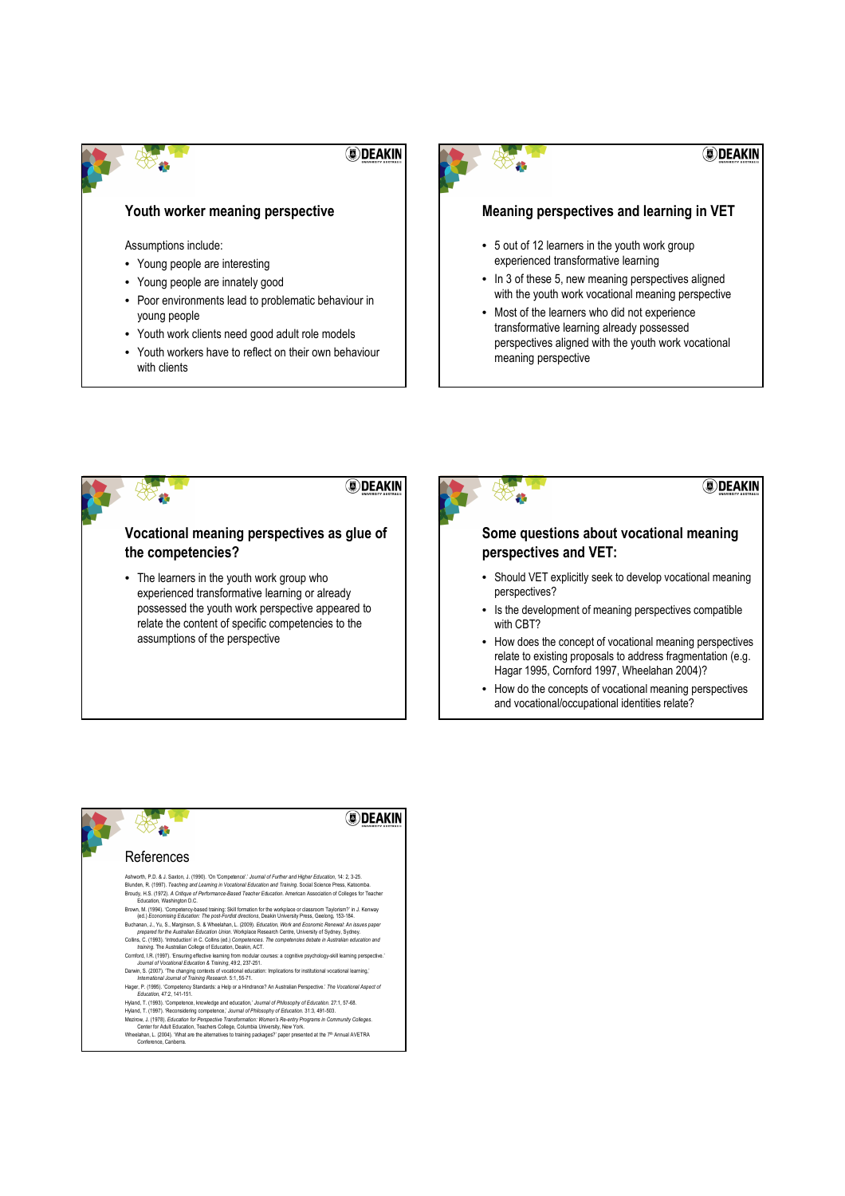## Youth worker meaning perspective

Assumptions include:

- Young people are interesting
- Young people are innately good
- Poor environments lead to problematic behaviour in young people
- Youth work clients need good adult role models
- Youth workers have to reflect on their own behaviour with clients

## Meaning perspectives and learning in VET

- 5 out of 12 learners in the youth work group experienced transformative learning
- In 3 of these 5, new meaning perspectives aligned with the youth work vocational meaning perspective
- Most of the learners who did not experience transformative learning already possessed perspectives aligned with the youth work vocational meaning perspective

## Vocational meaning perspectives as glue of the competencies?

- The learners in the youth work group who experienced transformative learning or already possessed the youth work perspective appeared to relate the content of specific competencies to the assumptions of the perspective

## Some questions about vocational meaning perspectives and VET:

- Should VET explicitly seek to develop vocational meaning perspectives?
- Is the development of meaning perspectives compatible with CBT?
- How does the concept of vocational meaning perspectives relate to existing proposals to address fragmentation (e.g. Hagar 1995, Cornford 1997, Wheelahan 2004)?
- How do the concepts of vocational meaning perspectives and vocational/occupational identities relate?

## References

Ashworth, P.D. & J. Saxton, J. (1990). 'On 'Competence'.' *Journal of Further and Higher Education*, 14: 2, 3-25.

Blunden, R. (1997). *Teaching and Learning in Vocational Education and Training*. Social Science Press, Katoomba.

Broudy, H.S. (1972). *A Critique of Performance-Based Teacher Education*. American Association of Colleges for Teacher Education, Washington D.C.

Brown, M. (1994). 'Competency-based training: Skill formation for the workplace or classroom Taylorism?' in J. Kenway (ed.) *Economising Education: The post-Fordist directions*, Deakin University Press, Geelong, 153-184.

Buchanan, J., Yu, S., Marginson, S. & Wheelahan, L. (2009). *Education, Work and Economic Renewal: An issues paper prepared for the Australian Education Union*. Workplace Research Centre, University of Sydney, Sydney.

Collins, C. (1993). 'Introduction' in C. Collins (ed.) *Competencies. The competencies debate in Australian education and training*. The Australian College of Education, Deakin, ACT.

Cornford, I.R. (1997). 'Ensuring effective learning from modular courses: a cognitive psychology-skill learning perspective.' *Journal of Vocational Education & Training*, 49:2, 237-251.

Darwin, S. (2007). 'The changing contexts of vocational education: Implications for institutional vocational learning.' *International Journal of Training Research*. 5:1, 55-71.

Hager, P. (1995). 'Competency Standards: a Help or a Hindrance? An Australian Perspective.' *The Vocational Aspect of Education*, 47:2, 141-151.

Hyland, T. (1993). 'Competence, knowledge and education,' *Journal of Philosophy of Education*. 27:1, 57-68.

Hyland, T. (1997). 'Reconsidering competence,' *Journal of Philosophy of Education*. 31:3, 491-503.

Mezirow, J. (1978). *Education for Perspective Transformation: Women's Re-entry Programs in Community Colleges*. Center for Adult Education, Teachers College, Columbia University, New York.

Wheelahan, L. (2004). 'What are the alternatives to training packages?' paper presented at the 7th Annual AVETRA Conference, Canberra.